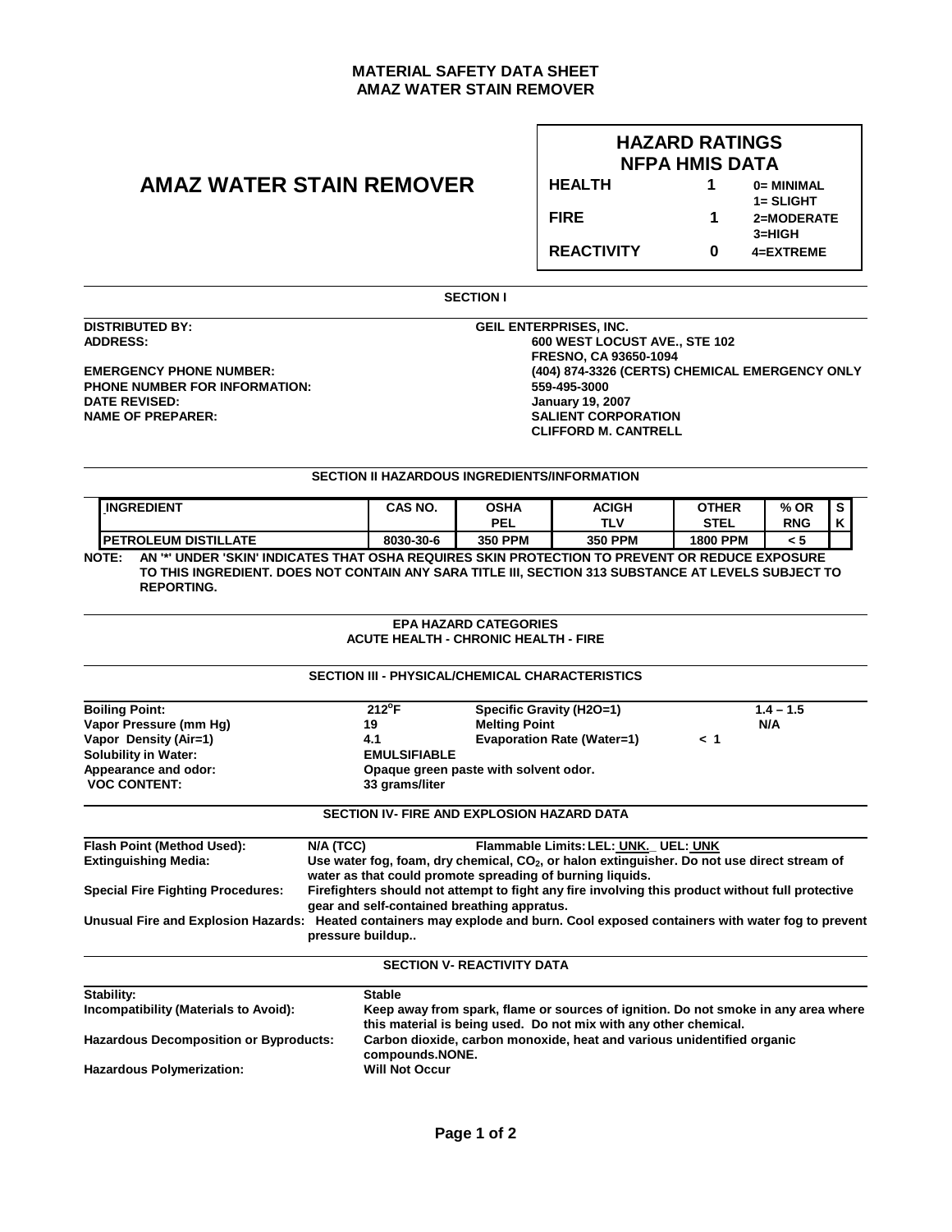# MATERIAL SAFETY DATA SHEET
## AMAZ WATER STAIN REMOVER

# AMAZ WATER STAIN REMOVER

| HAZARD RATINGS NFPA HMIS DATA | | |
|---|---|---|
| HEALTH | 1 | 0= MINIMAL<br>1= SLIGHT |
| FIRE | 1 | 2=MODERATE<br>3=HIGH |
| REACTIVITY | 0 | 4=EXTREME |

## SECTION I

**DISTRIBUTED BY:** GEIL ENTERPRISES, INC.
**ADDRESS:** 600 WEST LOCUST AVE., STE 102
FRESNO, CA 93650-1094
**EMERGENCY PHONE NUMBER:** (404) 874-3326 (CERTS) CHEMICAL EMERGENCY ONLY
**PHONE NUMBER FOR INFORMATION:** 559-495-3000
**DATE REVISED:** January 19, 2007
**NAME OF PREPARER:** SALIENT CORPORATION
CLIFFORD M. CANTRELL

## SECTION II HAZARDOUS INGREDIENTS/INFORMATION

| INGREDIENT | CAS NO. | OSHA PEL | ACIGH TLV | OTHER STEL | % OR RNG | SK |
|---|---|---|---|---|---|---|
| PETROLEUM DISTILLATE | 8030-30-6 | 350 PPM | 350 PPM | 1800 PPM | < 5 | |

**NOTE:** AN '*' UNDER 'SKIN' INDICATES THAT OSHA REQUIRES SKIN PROTECTION TO PREVENT OR REDUCE EXPOSURE TO THIS INGREDIENT. DOES NOT CONTAIN ANY SARA TITLE III, SECTION 313 SUBSTANCE AT LEVELS SUBJECT TO REPORTING.

**EPA HAZARD CATEGORIES**
**ACUTE HEALTH - CHRONIC HEALTH - FIRE**

## SECTION III - PHYSICAL/CHEMICAL CHARACTERISTICS

| | | | |
|---|---|---|---|
| Boiling Point: | 212°F | Specific Gravity (H2O=1) | 1.4 – 1.5 |
| Vapor Pressure (mm Hg) | 19 | Melting Point | N/A |
| Vapor Density (Air=1) | 4.1 | Evaporation Rate (Water=1) | < 1 |
| Solubility in Water: | EMULSIFIABLE | | |
| Appearance and odor: | Opaque green paste with solvent odor. | | |
| VOC CONTENT: | 33 grams/liter | | |

## SECTION IV- FIRE AND EXPLOSION HAZARD DATA

**Flash Point (Method Used):** N/A (TCC) **Flammable Limits:** LEL: UNK. UEL: UNK

**Extinguishing Media:** Use water fog, foam, dry chemical, $CO_2$, or halon extinguisher. Do not use direct stream of water as that could promote spreading of burning liquids.

**Special Fire Fighting Procedures:** Firefighters should not attempt to fight any fire involving this product without full protective gear and self-contained breathing appratus.

**Unusual Fire and Explosion Hazards:** Heated containers may explode and burn. Cool exposed containers with water fog to prevent pressure buildup..

## SECTION V- REACTIVITY DATA

**Stability:** Stable

**Incompatibility (Materials to Avoid):** Keep away from spark, flame or sources of ignition. Do not smoke in any area where this material is being used. Do not mix with any other chemical.

**Hazardous Decomposition or Byproducts:** Carbon dioxide, carbon monoxide, heat and various unidentified organic compounds.NONE.

**Hazardous Polymerization:** Will Not Occur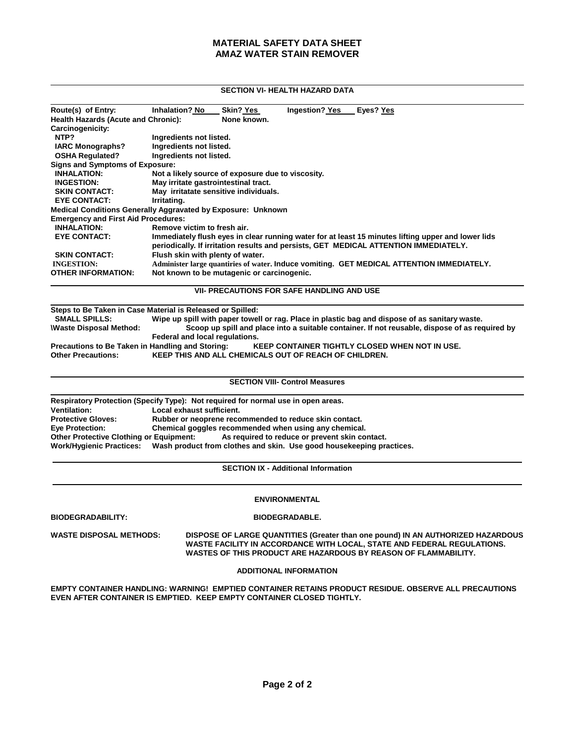# MATERIAL SAFETY DATA SHEET
# AMAZ WATER STAIN REMOVER

## SECTION VI- HEALTH HAZARD DATA

**Route(s) of Entry:** Inhalation? No Skin? Yes Ingestion? Yes Eyes? Yes

**Health Hazards (Acute and Chronic):** None known.

**Carcinogenicity:**

- **NTP?** Ingredients not listed.
- **IARC Monographs?** Ingredients not listed.
- **OSHA Regulated?** Ingredients not listed.

**Signs and Symptoms of Exposure:**

- **INHALATION:** Not a likely source of exposure due to viscosity.
- **INGESTION:** May irritate gastrointestinal tract.
- **SKIN CONTACT:** May irritatate sensitive individuals.
- **EYE CONTACT:** Irritating.

**Medical Conditions Generally Aggravated by Exposure:** Unknown

**Emergency and First Aid Procedures:**

- **INHALATION:** Remove victim to fresh air.
- **EYE CONTACT:** Immediately flush eyes in clear running water for at least 15 minutes lifting upper and lower lids periodically. If irritation results and persists, GET MEDICAL ATTENTION IMMEDIATELY.
- **SKIN CONTACT:** Flush skin with plenty of water.
- **INGESTION:** Administer large quantiries of water. Induce vomiting. GET MEDICAL ATTENTION IMMEDIATELY.

**OTHER INFORMATION:** Not known to be mutagenic or carcinogenic.

## VII- PRECAUTIONS FOR SAFE HANDLING AND USE

**Steps to Be Taken in Case Material is Released or Spilled:**

- **SMALL SPILLS:** Wipe up spill with paper towell or rag. Place in plastic bag and dispose of as sanitary waste.
- **\Waste Disposal Method:** Scoop up spill and place into a suitable container. If not reusable, dispose of as required by Federal and local regulations.

**Precautions to Be Taken in Handling and Storing:** KEEP CONTAINER TIGHTLY CLOSED WHEN NOT IN USE.

**Other Precautions:** KEEP THIS AND ALL CHEMICALS OUT OF REACH OF CHILDREN.

## SECTION VIII- Control Measures

**Respiratory Protection (Specify Type):** Not required for normal use in open areas.

**Ventilation:** Local exhaust sufficient.

**Protective Gloves:** Rubber or neoprene recommended to reduce skin contact.

**Eye Protection:** Chemical goggles recommended when using any chemical.

**Other Protective Clothing or Equipment:** As required to reduce or prevent skin contact.

**Work/Hygienic Practices:** Wash product from clothes and skin. Use good housekeeping practices.

## SECTION IX - Additional Information

### ENVIRONMENTAL

**BIODEGRADABILITY:** BIODEGRADABLE.

**WASTE DISPOSAL METHODS:** DISPOSE OF LARGE QUANTITIES (Greater than one pound) IN AN AUTHORIZED HAZARDOUS WASTE FACILITY IN ACCORDANCE WITH LOCAL, STATE AND FEDERAL REGULATIONS. WASTES OF THIS PRODUCT ARE HAZARDOUS BY REASON OF FLAMMABILITY.

### ADDITIONAL INFORMATION

**EMPTY CONTAINER HANDLING: WARNING! EMPTIED CONTAINER RETAINS PRODUCT RESIDUE. OBSERVE ALL PRECAUTIONS EVEN AFTER CONTAINER IS EMPTIED. KEEP EMPTY CONTAINER CLOSED TIGHTLY.**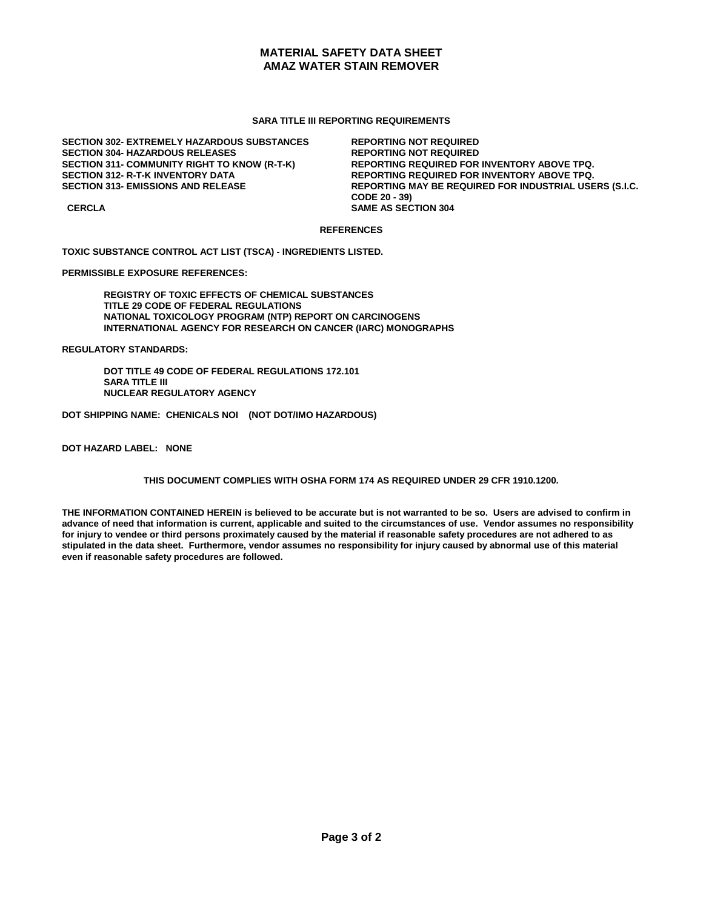# MATERIAL SAFETY DATA SHEET
# AMAZ WATER STAIN REMOVER

### SARA TITLE III REPORTING REQUIREMENTS

| | |
|---|---|
| SECTION 302- EXTREMELY HAZARDOUS SUBSTANCES | REPORTING NOT REQUIRED |
| SECTION 304- HAZARDOUS RELEASES | REPORTING NOT REQUIRED |
| SECTION 311- COMMUNITY RIGHT TO KNOW (R-T-K) | REPORTING REQUIRED FOR INVENTORY ABOVE TPQ. |
| SECTION 312- R-T-K INVENTORY DATA | REPORTING REQUIRED FOR INVENTORY ABOVE TPQ. |
| SECTION 313- EMISSIONS AND RELEASE | REPORTING MAY BE REQUIRED FOR INDUSTRIAL USERS (S.I.C. CODE 20 - 39) |
| CERCLA | SAME AS SECTION 304 |

### REFERENCES

**TOXIC SUBSTANCE CONTROL ACT LIST (TSCA) - INGREDIENTS LISTED.**

**PERMISSIBLE EXPOSURE REFERENCES:**

REGISTRY OF TOXIC EFFECTS OF CHEMICAL SUBSTANCES
TITLE 29 CODE OF FEDERAL REGULATIONS
NATIONAL TOXICOLOGY PROGRAM (NTP) REPORT ON CARCINOGENS
INTERNATIONAL AGENCY FOR RESEARCH ON CANCER (IARC) MONOGRAPHS

**REGULATORY STANDARDS:**

DOT TITLE 49 CODE OF FEDERAL REGULATIONS 172.101
SARA TITLE III
NUCLEAR REGULATORY AGENCY

**DOT SHIPPING NAME: CHENICALS NOI (NOT DOT/IMO HAZARDOUS)**

**DOT HAZARD LABEL: NONE**

**THIS DOCUMENT COMPLIES WITH OSHA FORM 174 AS REQUIRED UNDER 29 CFR 1910.1200.**

**THE INFORMATION CONTAINED HEREIN is believed to be accurate but is not warranted to be so. Users are advised to confirm in advance of need that information is current, applicable and suited to the circumstances of use. Vendor assumes no responsibility for injury to vendee or third persons proximately caused by the material if reasonable safety procedures are not adhered to as stipulated in the data sheet. Furthermore, vendor assumes no responsibility for injury caused by abnormal use of this material even if reasonable safety procedures are followed.**